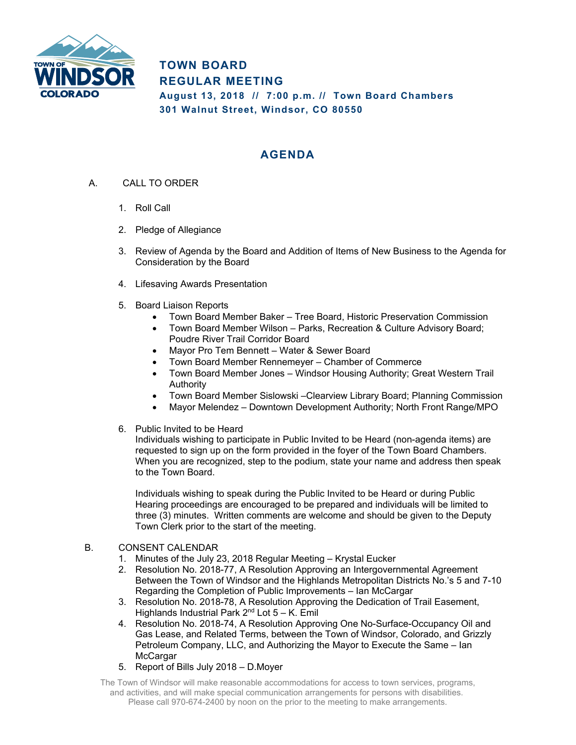# TOWN BOARD
# REGULAR MEETING

**August 13, 2018 // 7:00 p.m. // Town Board Chambers**
**301 Walnut Street, Windsor, CO 80550**

## AGENDA

A. CALL TO ORDER

1. Roll Call
2. Pledge of Allegiance
3. Review of Agenda by the Board and Addition of Items of New Business to the Agenda for Consideration by the Board
4. Lifesaving Awards Presentation
5. Board Liaison Reports
   - Town Board Member Baker – Tree Board, Historic Preservation Commission
   - Town Board Member Wilson – Parks, Recreation & Culture Advisory Board; Poudre River Trail Corridor Board
   - Mayor Pro Tem Bennett – Water & Sewer Board
   - Town Board Member Rennemeyer – Chamber of Commerce
   - Town Board Member Jones – Windsor Housing Authority; Great Western Trail Authority
   - Town Board Member Sislowski –Clearview Library Board; Planning Commission
   - Mayor Melendez – Downtown Development Authority; North Front Range/MPO
6. Public Invited to be Heard
   Individuals wishing to participate in Public Invited to be Heard (non-agenda items) are requested to sign up on the form provided in the foyer of the Town Board Chambers. When you are recognized, step to the podium, state your name and address then speak to the Town Board.

   Individuals wishing to speak during the Public Invited to be Heard or during Public Hearing proceedings are encouraged to be prepared and individuals will be limited to three (3) minutes. Written comments are welcome and should be given to the Deputy Town Clerk prior to the start of the meeting.

B. CONSENT CALENDAR

1. Minutes of the July 23, 2018 Regular Meeting – Krystal Eucker
2. Resolution No. 2018-77, A Resolution Approving an Intergovernmental Agreement Between the Town of Windsor and the Highlands Metropolitan Districts No.'s 5 and 7-10 Regarding the Completion of Public Improvements – Ian McCargar
3. Resolution No. 2018-78, A Resolution Approving the Dedication of Trail Easement, Highlands Industrial Park 2nd Lot 5 – K. Emil
4. Resolution No. 2018-74, A Resolution Approving One No-Surface-Occupancy Oil and Gas Lease, and Related Terms, between the Town of Windsor, Colorado, and Grizzly Petroleum Company, LLC, and Authorizing the Mayor to Execute the Same – Ian McCargar
5. Report of Bills July 2018 – D.Moyer

The Town of Windsor will make reasonable accommodations for access to town services, programs, and activities, and will make special communication arrangements for persons with disabilities. Please call 970-674-2400 by noon on the prior to the meeting to make arrangements.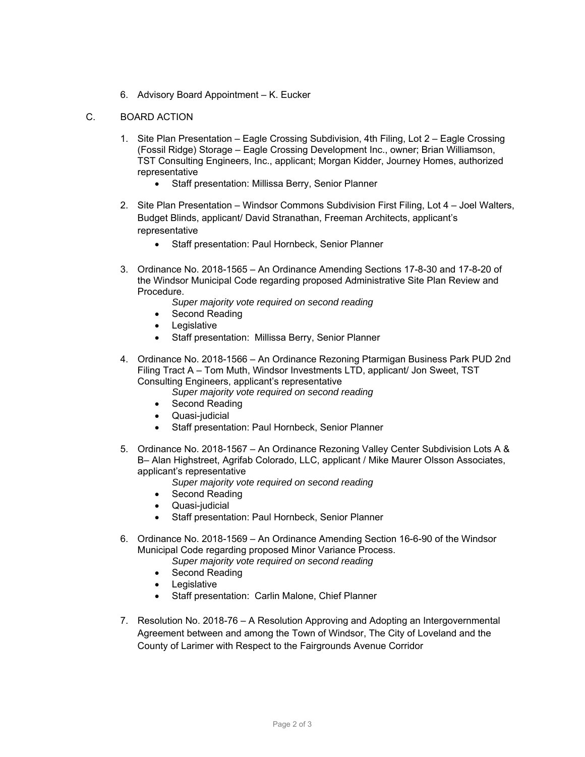6. Advisory Board Appointment – K. Eucker

C. BOARD ACTION

1. Site Plan Presentation – Eagle Crossing Subdivision, 4th Filing, Lot 2 – Eagle Crossing (Fossil Ridge) Storage – Eagle Crossing Development Inc., owner; Brian Williamson, TST Consulting Engineers, Inc., applicant; Morgan Kidder, Journey Homes, authorized representative
   - Staff presentation: Millissa Berry, Senior Planner

2. Site Plan Presentation – Windsor Commons Subdivision First Filing, Lot 4 – Joel Walters, Budget Blinds, applicant/ David Stranathan, Freeman Architects, applicant's representative
   - Staff presentation: Paul Hornbeck, Senior Planner

3. Ordinance No. 2018-1565 – An Ordinance Amending Sections 17-8-30 and 17-8-20 of the Windsor Municipal Code regarding proposed Administrative Site Plan Review and Procedure.

   *Super majority vote required on second reading*
   - Second Reading
   - Legislative
   - Staff presentation: Millissa Berry, Senior Planner

4. Ordinance No. 2018-1566 – An Ordinance Rezoning Ptarmigan Business Park PUD 2nd Filing Tract A – Tom Muth, Windsor Investments LTD, applicant/ Jon Sweet, TST Consulting Engineers, applicant's representative

   *Super majority vote required on second reading*
   - Second Reading
   - Quasi-judicial
   - Staff presentation: Paul Hornbeck, Senior Planner

5. Ordinance No. 2018-1567 – An Ordinance Rezoning Valley Center Subdivision Lots A & B– Alan Highstreet, Agrifab Colorado, LLC, applicant / Mike Maurer Olsson Associates, applicant's representative

   *Super majority vote required on second reading*
   - Second Reading
   - Quasi-judicial
   - Staff presentation: Paul Hornbeck, Senior Planner

6. Ordinance No. 2018-1569 – An Ordinance Amending Section 16-6-90 of the Windsor Municipal Code regarding proposed Minor Variance Process.

   *Super majority vote required on second reading*
   - Second Reading
   - Legislative
   - Staff presentation: Carlin Malone, Chief Planner

7. Resolution No. 2018-76 – A Resolution Approving and Adopting an Intergovernmental Agreement between and among the Town of Windsor, The City of Loveland and the County of Larimer with Respect to the Fairgrounds Avenue Corridor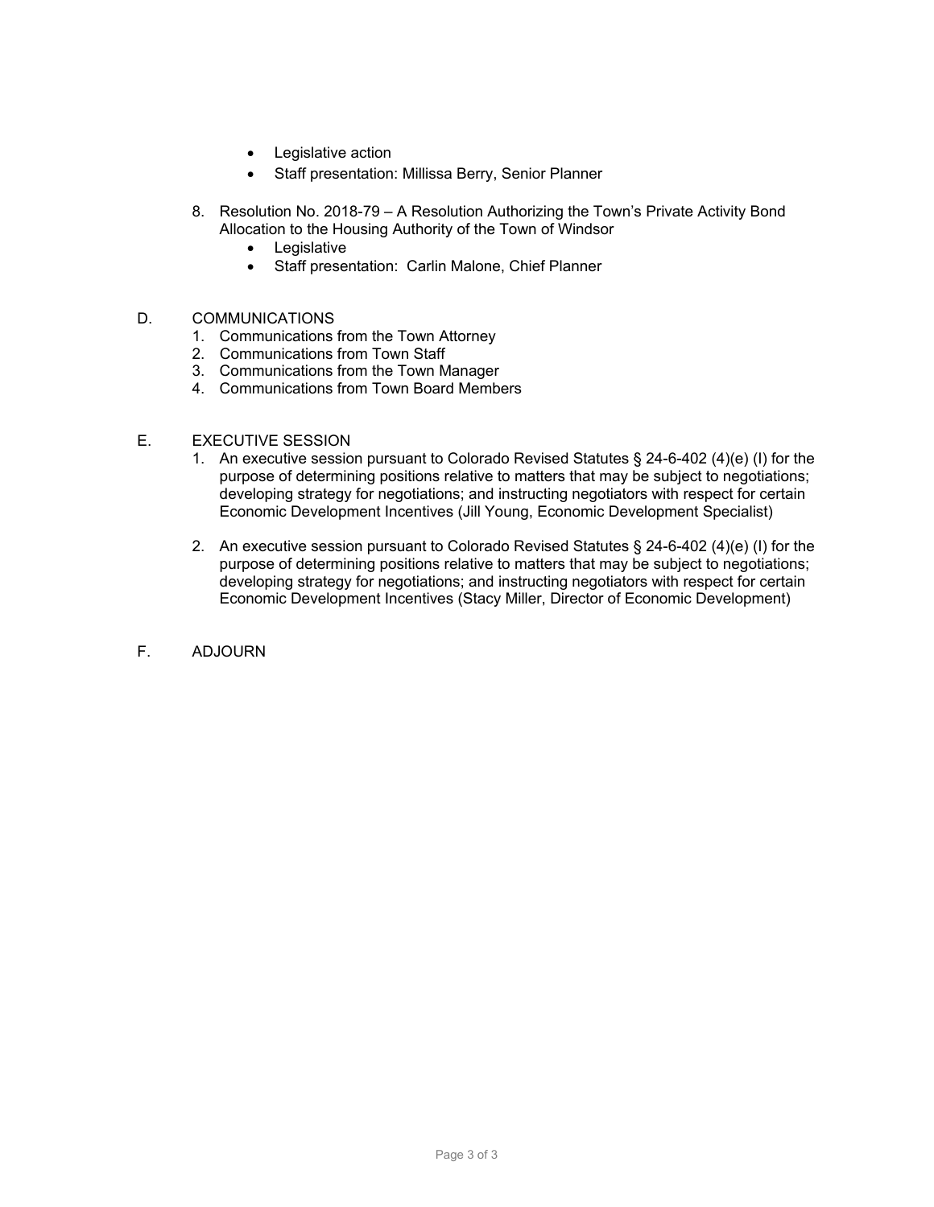- Legislative action
- Staff presentation: Millissa Berry, Senior Planner

8. Resolution No. 2018-79 – A Resolution Authorizing the Town's Private Activity Bond Allocation to the Housing Authority of the Town of Windsor
   - Legislative
   - Staff presentation: Carlin Malone, Chief Planner

D. COMMUNICATIONS

1. Communications from the Town Attorney
2. Communications from Town Staff
3. Communications from the Town Manager
4. Communications from Town Board Members

E. EXECUTIVE SESSION

1. An executive session pursuant to Colorado Revised Statutes § 24-6-402 (4)(e) (I) for the purpose of determining positions relative to matters that may be subject to negotiations; developing strategy for negotiations; and instructing negotiators with respect for certain Economic Development Incentives (Jill Young, Economic Development Specialist)

2. An executive session pursuant to Colorado Revised Statutes § 24-6-402 (4)(e) (I) for the purpose of determining positions relative to matters that may be subject to negotiations; developing strategy for negotiations; and instructing negotiators with respect for certain Economic Development Incentives (Stacy Miller, Director of Economic Development)

F. ADJOURN